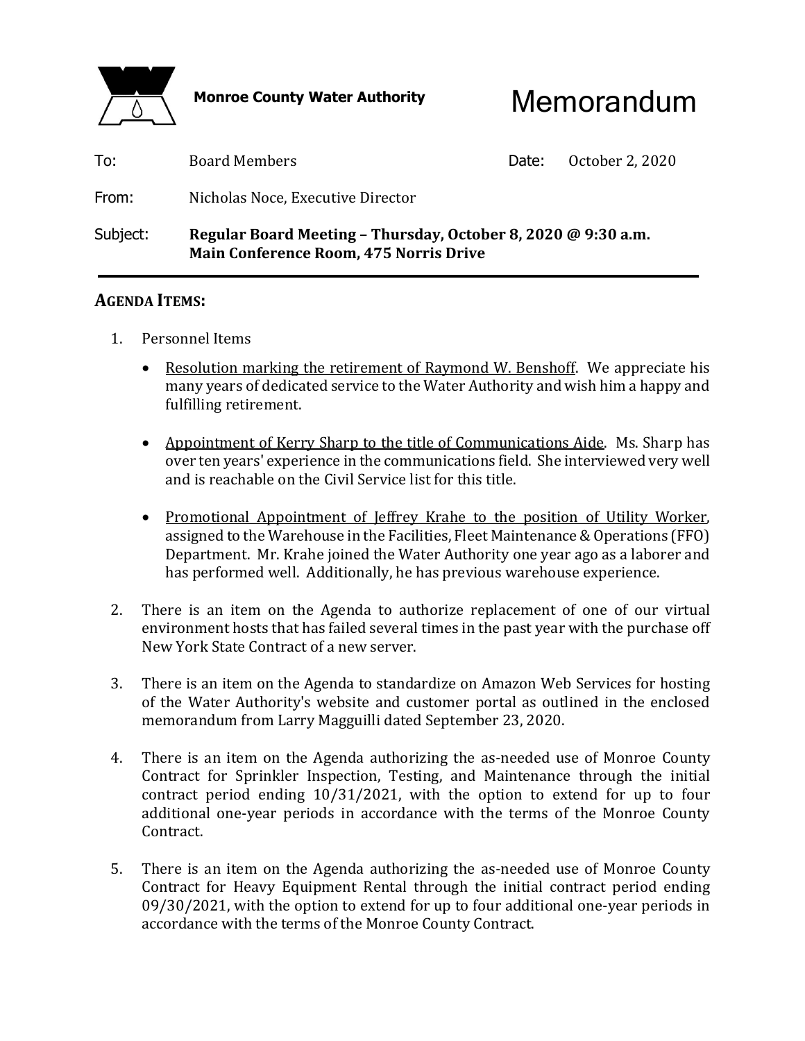**Monroe County Water Authority**

# Memorandum

To: Board Members

Date: October 2, 2020

From: Nicholas Noce, Executive Director

Subject: **Regular Board Meeting – Thursday, October 8, 2020 @ 9:30 a.m.**
**Main Conference Room, 475 Norris Drive**

---

## AGENDA ITEMS:

1. Personnel Items

   - Resolution marking the retirement of Raymond W. Benshoff. We appreciate his many years of dedicated service to the Water Authority and wish him a happy and fulfilling retirement.

   - Appointment of Kerry Sharp to the title of Communications Aide. Ms. Sharp has over ten years' experience in the communications field. She interviewed very well and is reachable on the Civil Service list for this title.

   - Promotional Appointment of Jeffrey Krahe to the position of Utility Worker, assigned to the Warehouse in the Facilities, Fleet Maintenance & Operations (FFO) Department. Mr. Krahe joined the Water Authority one year ago as a laborer and has performed well. Additionally, he has previous warehouse experience.

2. There is an item on the Agenda to authorize replacement of one of our virtual environment hosts that has failed several times in the past year with the purchase off New York State Contract of a new server.

3. There is an item on the Agenda to standardize on Amazon Web Services for hosting of the Water Authority's website and customer portal as outlined in the enclosed memorandum from Larry Magguilli dated September 23, 2020.

4. There is an item on the Agenda authorizing the as-needed use of Monroe County Contract for Sprinkler Inspection, Testing, and Maintenance through the initial contract period ending 10/31/2021, with the option to extend for up to four additional one-year periods in accordance with the terms of the Monroe County Contract.

5. There is an item on the Agenda authorizing the as-needed use of Monroe County Contract for Heavy Equipment Rental through the initial contract period ending 09/30/2021, with the option to extend for up to four additional one-year periods in accordance with the terms of the Monroe County Contract.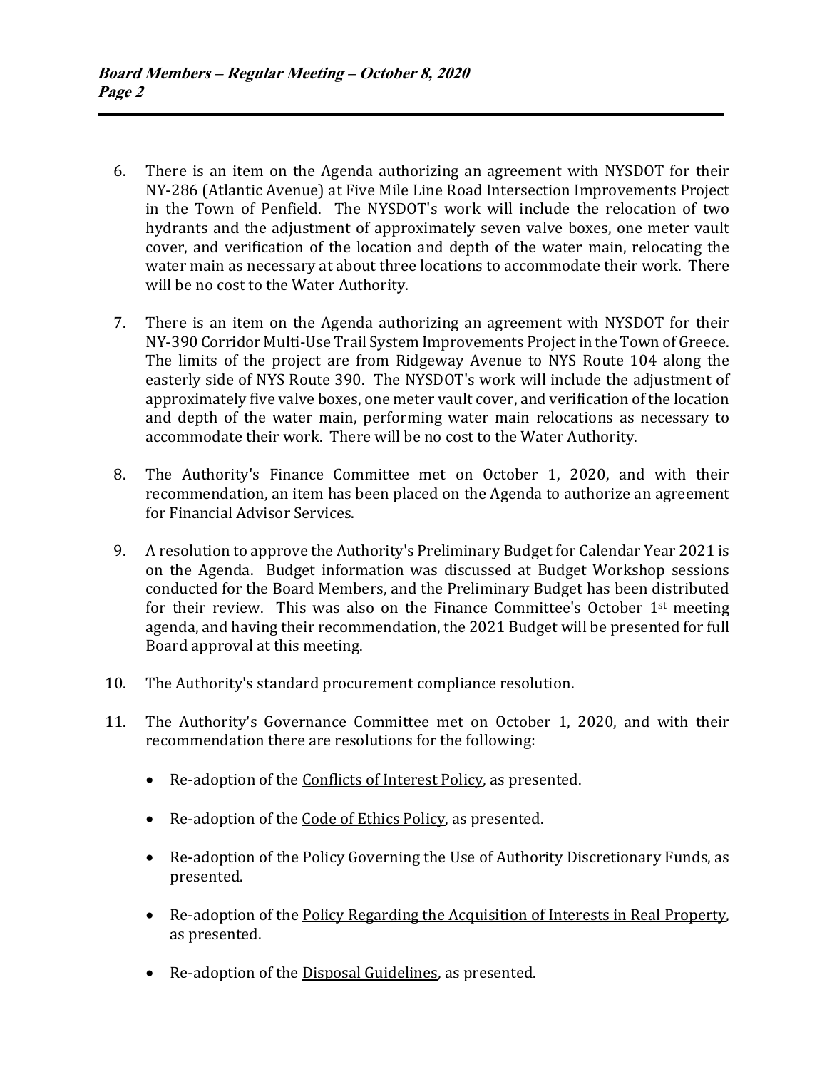6. There is an item on the Agenda authorizing an agreement with NYSDOT for their NY-286 (Atlantic Avenue) at Five Mile Line Road Intersection Improvements Project in the Town of Penfield. The NYSDOT's work will include the relocation of two hydrants and the adjustment of approximately seven valve boxes, one meter vault cover, and verification of the location and depth of the water main, relocating the water main as necessary at about three locations to accommodate their work. There will be no cost to the Water Authority.

7. There is an item on the Agenda authorizing an agreement with NYSDOT for their NY-390 Corridor Multi-Use Trail System Improvements Project in the Town of Greece. The limits of the project are from Ridgeway Avenue to NYS Route 104 along the easterly side of NYS Route 390. The NYSDOT's work will include the adjustment of approximately five valve boxes, one meter vault cover, and verification of the location and depth of the water main, performing water main relocations as necessary to accommodate their work. There will be no cost to the Water Authority.

8. The Authority's Finance Committee met on October 1, 2020, and with their recommendation, an item has been placed on the Agenda to authorize an agreement for Financial Advisor Services.

9. A resolution to approve the Authority's Preliminary Budget for Calendar Year 2021 is on the Agenda. Budget information was discussed at Budget Workshop sessions conducted for the Board Members, and the Preliminary Budget has been distributed for their review. This was also on the Finance Committee's October 1st meeting agenda, and having their recommendation, the 2021 Budget will be presented for full Board approval at this meeting.

10. The Authority's standard procurement compliance resolution.

11. The Authority's Governance Committee met on October 1, 2020, and with their recommendation there are resolutions for the following:

    - Re-adoption of the Conflicts of Interest Policy, as presented.
    - Re-adoption of the Code of Ethics Policy, as presented.
    - Re-adoption of the Policy Governing the Use of Authority Discretionary Funds, as presented.
    - Re-adoption of the Policy Regarding the Acquisition of Interests in Real Property, as presented.
    - Re-adoption of the Disposal Guidelines, as presented.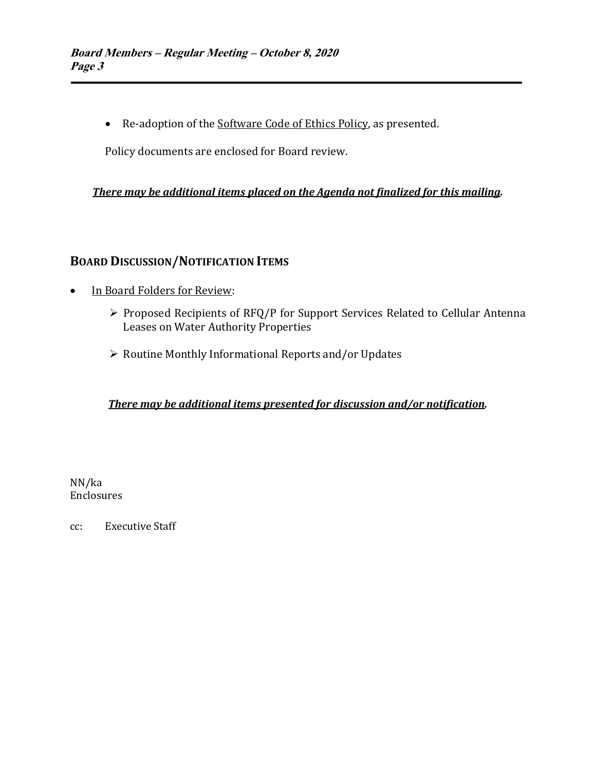- Re-adoption of the Software Code of Ethics Policy, as presented.

  Policy documents are enclosed for Board review.

***There may be additional items placed on the Agenda not finalized for this mailing.***

## BOARD DISCUSSION/NOTIFICATION ITEMS

- In Board Folders for Review:
  - Proposed Recipients of RFQ/P for Support Services Related to Cellular Antenna Leases on Water Authority Properties
  - Routine Monthly Informational Reports and/or Updates

***There may be additional items presented for discussion and/or notification.***

NN/ka
Enclosures

cc: Executive Staff